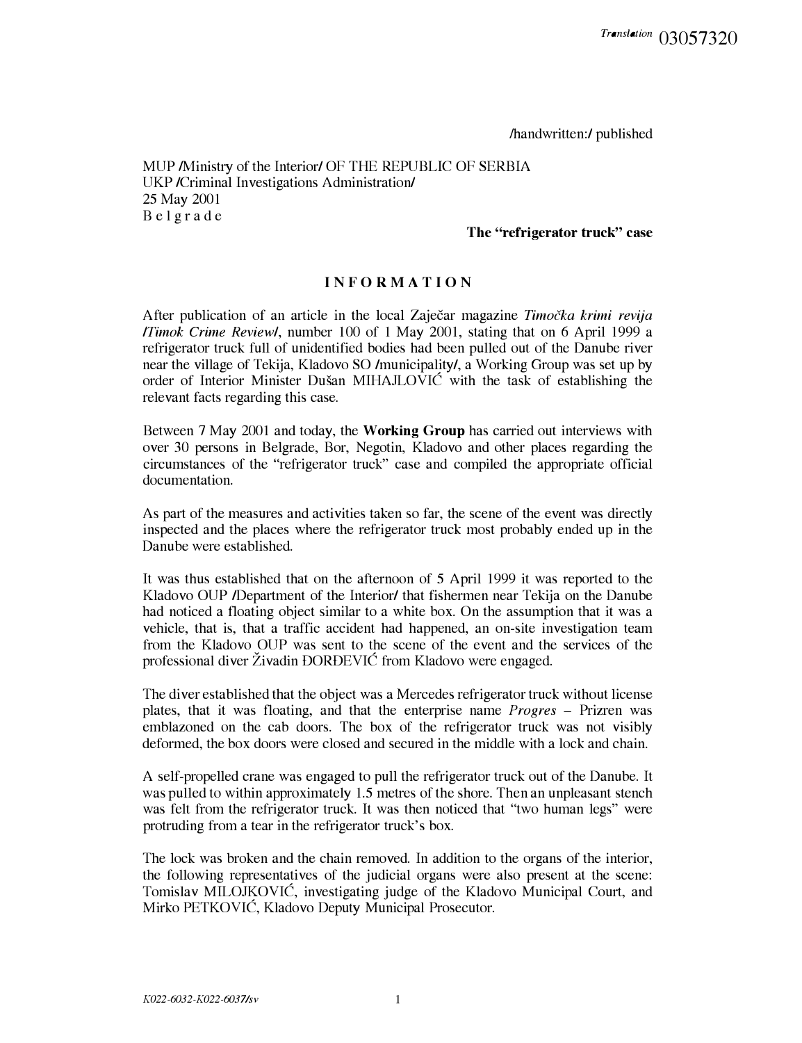Translation 03057320

/handwritten:/ published

MUP /Ministry of the Interior/ OF THE REPUBLIC OF SERBIA
UKP /Criminal Investigations Administration/
25 May 2001
B e l g r a d e

**The "refrigerator truck" case**

# INFORMATION

After publication of an article in the local Zaječar magazine *Timočka krimi revija /Timok Crime Review/*, number 100 of 1 May 2001, stating that on 6 April 1999 a refrigerator truck full of unidentified bodies had been pulled out of the Danube river near the village of Tekija, Kladovo SO /municipality/, a Working Group was set up by order of Interior Minister Dušan MIHAJLOVIĆ with the task of establishing the relevant facts regarding this case.

Between 7 May 2001 and today, the **Working Group** has carried out interviews with over 30 persons in Belgrade, Bor, Negotin, Kladovo and other places regarding the circumstances of the "refrigerator truck" case and compiled the appropriate official documentation.

As part of the measures and activities taken so far, the scene of the event was directly inspected and the places where the refrigerator truck most probably ended up in the Danube were established.

It was thus established that on the afternoon of 5 April 1999 it was reported to the Kladovo OUP /Department of the Interior/ that fishermen near Tekija on the Danube had noticed a floating object similar to a white box. On the assumption that it was a vehicle, that is, that a traffic accident had happened, an on-site investigation team from the Kladovo OUP was sent to the scene of the event and the services of the professional diver Živadin ĐORĐEVIĆ from Kladovo were engaged.

The diver established that the object was a Mercedes refrigerator truck without license plates, that it was floating, and that the enterprise name *Progres* – Prizren was emblazoned on the cab doors. The box of the refrigerator truck was not visibly deformed, the box doors were closed and secured in the middle with a lock and chain.

A self-propelled crane was engaged to pull the refrigerator truck out of the Danube. It was pulled to within approximately 1.5 metres of the shore. Then an unpleasant stench was felt from the refrigerator truck. It was then noticed that "two human legs" were protruding from a tear in the refrigerator truck's box.

The lock was broken and the chain removed. In addition to the organs of the interior, the following representatives of the judicial organs were also present at the scene: Tomislav MILOJKOVIĆ, investigating judge of the Kladovo Municipal Court, and Mirko PETKOVIĆ, Kladovo Deputy Municipal Prosecutor.

K022-6032-K022-6037/sv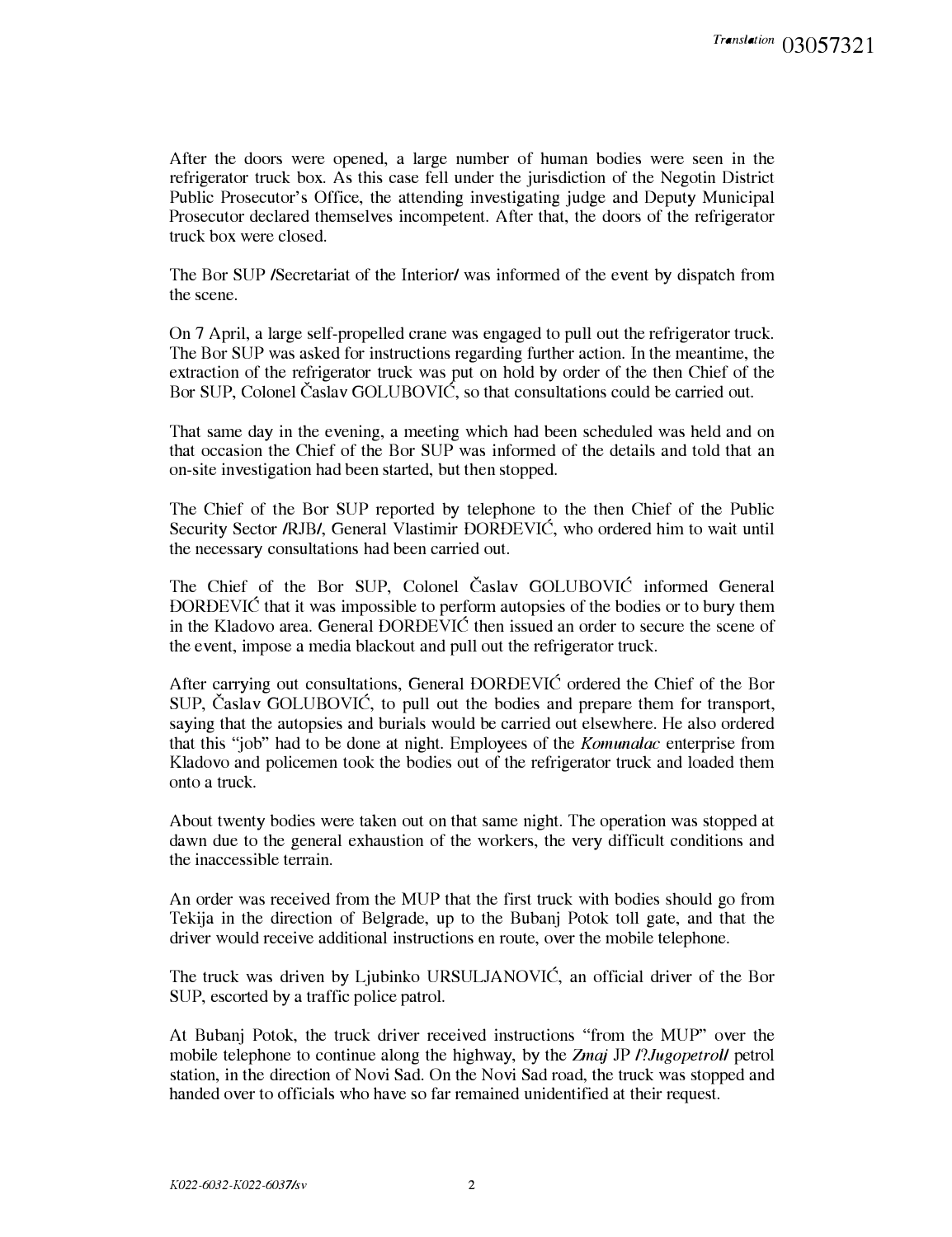After the doors were opened, a large number of human bodies were seen in the refrigerator truck box. As this case fell under the jurisdiction of the Negotin District Public Prosecutor's Office, the attending investigating judge and Deputy Municipal Prosecutor declared themselves incompetent. After that, the doors of the refrigerator truck box were closed.

The Bor SUP /Secretariat of the Interior/ was informed of the event by dispatch from the scene.

On 7 April, a large self-propelled crane was engaged to pull out the refrigerator truck. The Bor SUP was asked for instructions regarding further action. In the meantime, the extraction of the refrigerator truck was put on hold by order of the then Chief of the Bor SUP, Colonel Časlav GOLUBOVIĆ, so that consultations could be carried out.

That same day in the evening, a meeting which had been scheduled was held and on that occasion the Chief of the Bor SUP was informed of the details and told that an on-site investigation had been started, but then stopped.

The Chief of the Bor SUP reported by telephone to the then Chief of the Public Security Sector /RJB/, General Vlastimir ĐORĐEVIĆ, who ordered him to wait until the necessary consultations had been carried out.

The Chief of the Bor SUP, Colonel Časlav GOLUBOVIĆ informed General ĐORĐEVIĆ that it was impossible to perform autopsies of the bodies or to bury them in the Kladovo area. General ĐORĐEVIĆ then issued an order to secure the scene of the event, impose a media blackout and pull out the refrigerator truck.

After carrying out consultations, General ĐORĐEVIĆ ordered the Chief of the Bor SUP, Časlav GOLUBOVIĆ, to pull out the bodies and prepare them for transport, saying that the autopsies and burials would be carried out elsewhere. He also ordered that this "job" had to be done at night. Employees of the *Komunalac* enterprise from Kladovo and policemen took the bodies out of the refrigerator truck and loaded them onto a truck.

About twenty bodies were taken out on that same night. The operation was stopped at dawn due to the general exhaustion of the workers, the very difficult conditions and the inaccessible terrain.

An order was received from the MUP that the first truck with bodies should go from Tekija in the direction of Belgrade, up to the Bubanj Potok toll gate, and that the driver would receive additional instructions en route, over the mobile telephone.

The truck was driven by Ljubinko URSULJANOVIĆ, an official driver of the Bor SUP, escorted by a traffic police patrol.

At Bubanj Potok, the truck driver received instructions "from the MUP" over the mobile telephone to continue along the highway, by the *Zmaj* JP /?*Jugopetrol*/ petrol station, in the direction of Novi Sad. On the Novi Sad road, the truck was stopped and handed over to officials who have so far remained unidentified at their request.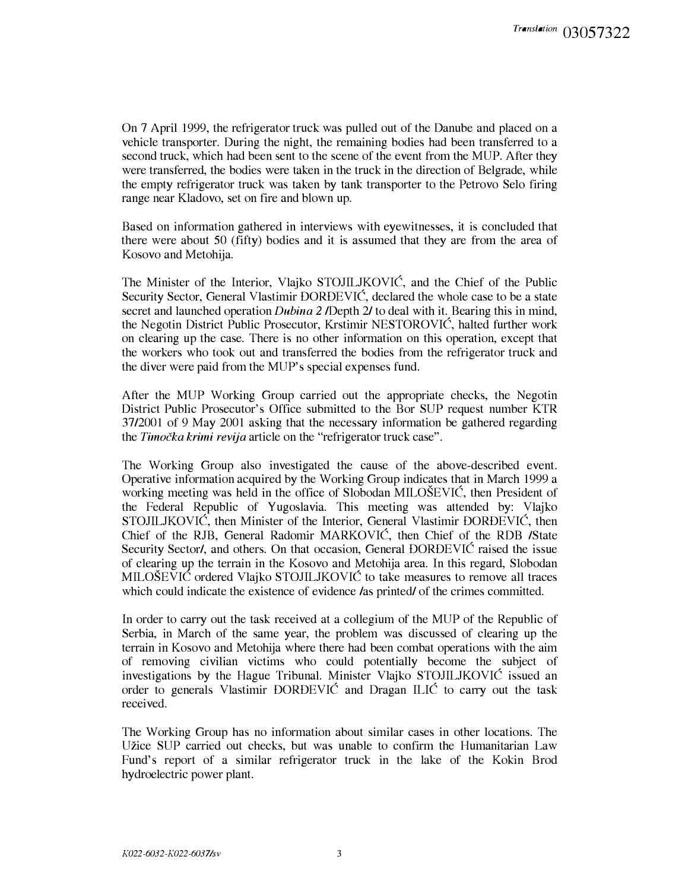On 7 April 1999, the refrigerator truck was pulled out of the Danube and placed on a vehicle transporter. During the night, the remaining bodies had been transferred to a second truck, which had been sent to the scene of the event from the MUP. After they were transferred, the bodies were taken in the truck in the direction of Belgrade, while the empty refrigerator truck was taken by tank transporter to the Petrovo Selo firing range near Kladovo, set on fire and blown up.

Based on information gathered in interviews with eyewitnesses, it is concluded that there were about 50 (fifty) bodies and it is assumed that they are from the area of Kosovo and Metohija.

The Minister of the Interior, Vlajko STOJILJKOVIĆ, and the Chief of the Public Security Sector, General Vlastimir ĐORĐEVIĆ, declared the whole case to be a state secret and launched operation *Dubina 2* /Depth 2/ to deal with it. Bearing this in mind, the Negotin District Public Prosecutor, Krstimir NESTOROVIĆ, halted further work on clearing up the case. There is no other information on this operation, except that the workers who took out and transferred the bodies from the refrigerator truck and the diver were paid from the MUP's special expenses fund.

After the MUP Working Group carried out the appropriate checks, the Negotin District Public Prosecutor's Office submitted to the Bor SUP request number KTR 37/2001 of 9 May 2001 asking that the necessary information be gathered regarding the *Timočka krimi revija* article on the "refrigerator truck case".

The Working Group also investigated the cause of the above-described event. Operative information acquired by the Working Group indicates that in March 1999 a working meeting was held in the office of Slobodan MILOŠEVIĆ, then President of the Federal Republic of Yugoslavia. This meeting was attended by: Vlajko STOJILJKOVIĆ, then Minister of the Interior, General Vlastimir ĐORĐEVIĆ, then Chief of the RJB, General Radomir MARKOVIĆ, then Chief of the RDB /State Security Sector/, and others. On that occasion, General ĐORĐEVIĆ raised the issue of clearing up the terrain in the Kosovo and Metohija area. In this regard, Slobodan MILOŠEVIĆ ordered Vlajko STOJILJKOVIĆ to take measures to remove all traces which could indicate the existence of evidence /as printed/ of the crimes committed.

In order to carry out the task received at a collegium of the MUP of the Republic of Serbia, in March of the same year, the problem was discussed of clearing up the terrain in Kosovo and Metohija where there had been combat operations with the aim of removing civilian victims who could potentially become the subject of investigations by the Hague Tribunal. Minister Vlajko STOJILJKOVIĆ issued an order to generals Vlastimir ĐORĐEVIĆ and Dragan ILIĆ to carry out the task received.

The Working Group has no information about similar cases in other locations. The Užice SUP carried out checks, but was unable to confirm the Humanitarian Law Fund's report of a similar refrigerator truck in the lake of the Kokin Brod hydroelectric power plant.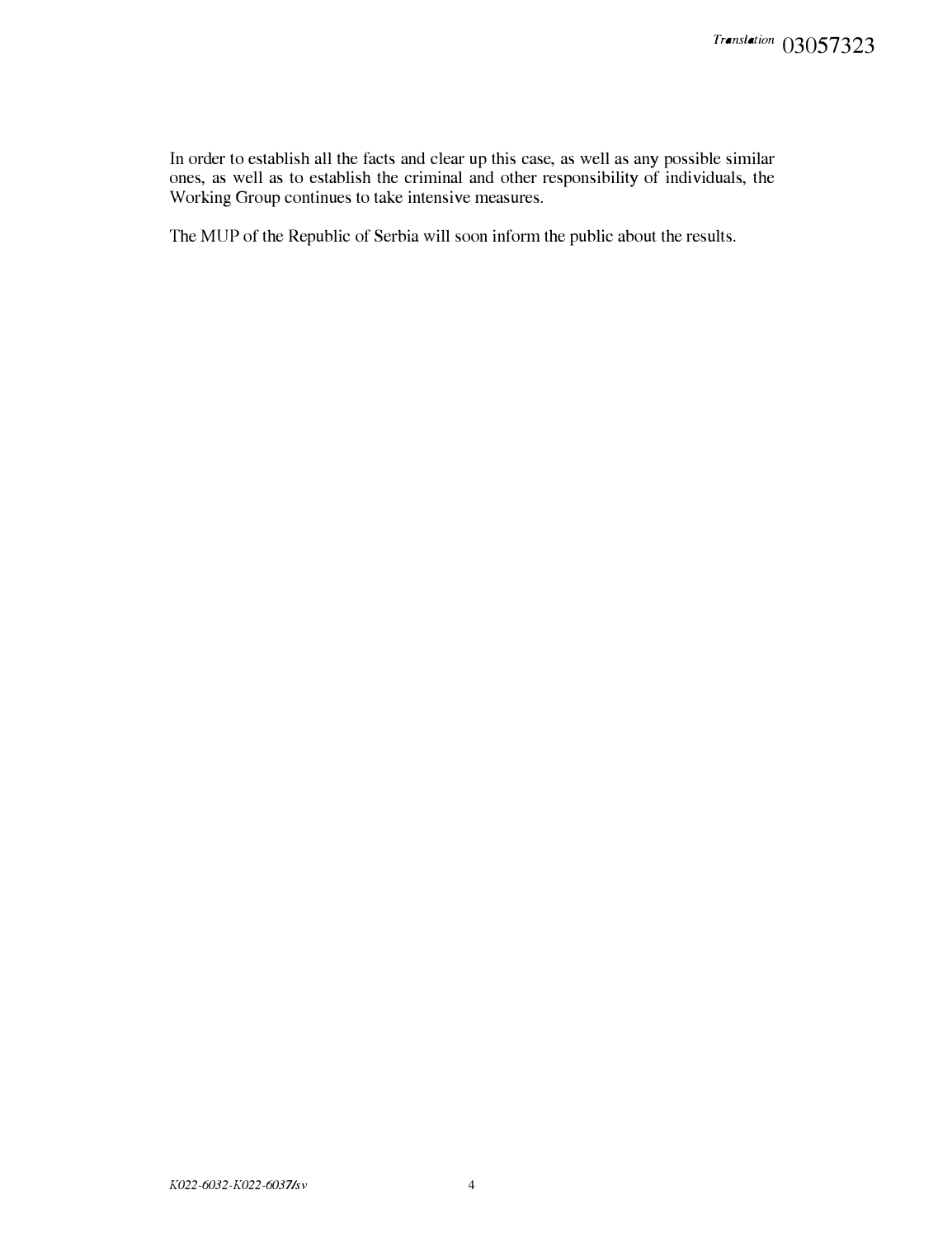In order to establish all the facts and clear up this case, as well as any possible similar ones, as well as to establish the criminal and other responsibility of individuals, the Working Group continues to take intensive measures.

The MUP of the Republic of Serbia will soon inform the public about the results.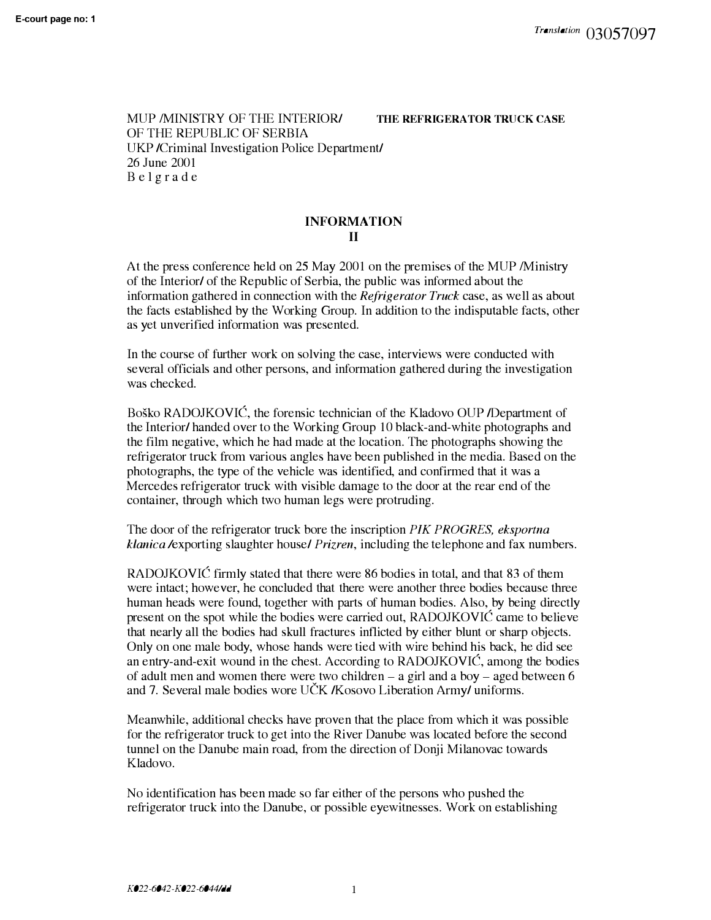MUP /MINISTRY OF THE INTERIOR/
OF THE REPUBLIC OF SERBIA
UKP /Criminal Investigation Police Department/
26 June 2001
B e l g r a d e

**THE REFRIGERATOR TRUCK CASE**

## INFORMATION
## II

At the press conference held on 25 May 2001 on the premises of the MUP /Ministry of the Interior/ of the Republic of Serbia, the public was informed about the information gathered in connection with the *Refrigerator Truck* case, as well as about the facts established by the Working Group. In addition to the indisputable facts, other as yet unverified information was presented.

In the course of further work on solving the case, interviews were conducted with several officials and other persons, and information gathered during the investigation was checked.

Boško RADOJKOVIĆ, the forensic technician of the Kladovo OUP /Department of the Interior/ handed over to the Working Group 10 black-and-white photographs and the film negative, which he had made at the location. The photographs showing the refrigerator truck from various angles have been published in the media. Based on the photographs, the type of the vehicle was identified, and confirmed that it was a Mercedes refrigerator truck with visible damage to the door at the rear end of the container, through which two human legs were protruding.

The door of the refrigerator truck bore the inscription *PIK PROGRES, eksportna klanica* /exporting slaughter house/ *Prizren*, including the telephone and fax numbers.

RADOJKOVIĆ firmly stated that there were 86 bodies in total, and that 83 of them were intact; however, he concluded that there were another three bodies because three human heads were found, together with parts of human bodies. Also, by being directly present on the spot while the bodies were carried out, RADOJKOVIĆ came to believe that nearly all the bodies had skull fractures inflicted by either blunt or sharp objects. Only on one male body, whose hands were tied with wire behind his back, he did see an entry-and-exit wound in the chest. According to RADOJKOVIĆ, among the bodies of adult men and women there were two children – a girl and a boy – aged between 6 and 7. Several male bodies wore UČK /Kosovo Liberation Army/ uniforms.

Meanwhile, additional checks have proven that the place from which it was possible for the refrigerator truck to get into the River Danube was located before the second tunnel on the Danube main road, from the direction of Donji Milanovac towards Kladovo.

No identification has been made so far either of the persons who pushed the refrigerator truck into the Danube, or possible eyewitnesses. Work on establishing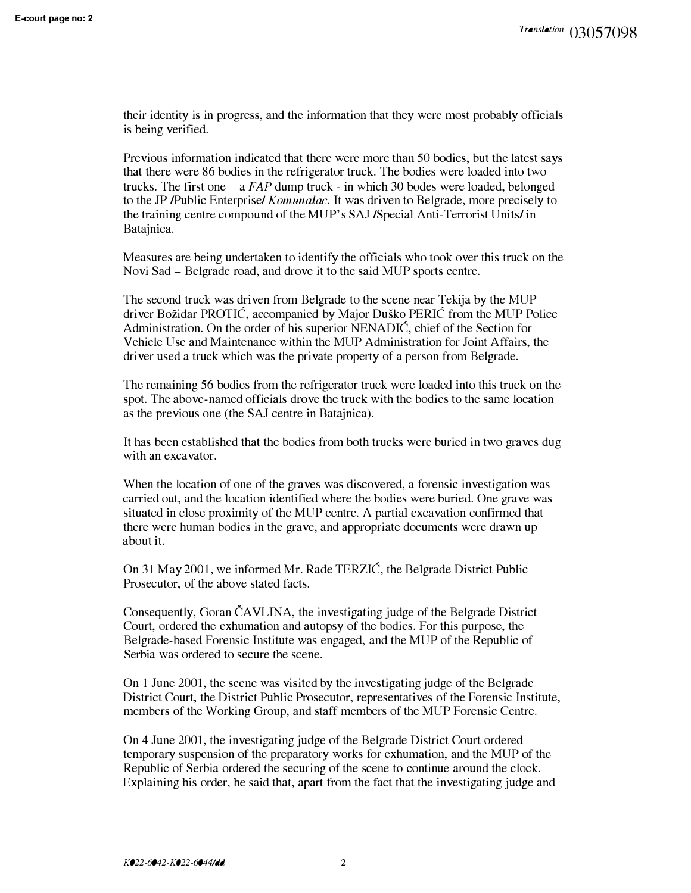their identity is in progress, and the information that they were most probably officials is being verified.

Previous information indicated that there were more than 50 bodies, but the latest says that there were 86 bodies in the refrigerator truck. The bodies were loaded into two trucks. The first one – a *FAP* dump truck - in which 30 bodes were loaded, belonged to the JP /Public Enterprise/ *Komunalac*. It was driven to Belgrade, more precisely to the training centre compound of the MUP's SAJ /Special Anti-Terrorist Units/ in Batajnica.

Measures are being undertaken to identify the officials who took over this truck on the Novi Sad – Belgrade road, and drove it to the said MUP sports centre.

The second truck was driven from Belgrade to the scene near Tekija by the MUP driver Božidar PROTIĆ, accompanied by Major Duško PERIĆ from the MUP Police Administration. On the order of his superior NENADIĆ, chief of the Section for Vehicle Use and Maintenance within the MUP Administration for Joint Affairs, the driver used a truck which was the private property of a person from Belgrade.

The remaining 56 bodies from the refrigerator truck were loaded into this truck on the spot. The above-named officials drove the truck with the bodies to the same location as the previous one (the SAJ centre in Batajnica).

It has been established that the bodies from both trucks were buried in two graves dug with an excavator.

When the location of one of the graves was discovered, a forensic investigation was carried out, and the location identified where the bodies were buried. One grave was situated in close proximity of the MUP centre. A partial excavation confirmed that there were human bodies in the grave, and appropriate documents were drawn up about it.

On 31 May 2001, we informed Mr. Rade TERZIĆ, the Belgrade District Public Prosecutor, of the above stated facts.

Consequently, Goran ČAVLINA, the investigating judge of the Belgrade District Court, ordered the exhumation and autopsy of the bodies. For this purpose, the Belgrade-based Forensic Institute was engaged, and the MUP of the Republic of Serbia was ordered to secure the scene.

On 1 June 2001, the scene was visited by the investigating judge of the Belgrade District Court, the District Public Prosecutor, representatives of the Forensic Institute, members of the Working Group, and staff members of the MUP Forensic Centre.

On 4 June 2001, the investigating judge of the Belgrade District Court ordered temporary suspension of the preparatory works for exhumation, and the MUP of the Republic of Serbia ordered the securing of the scene to continue around the clock. Explaining his order, he said that, apart from the fact that the investigating judge and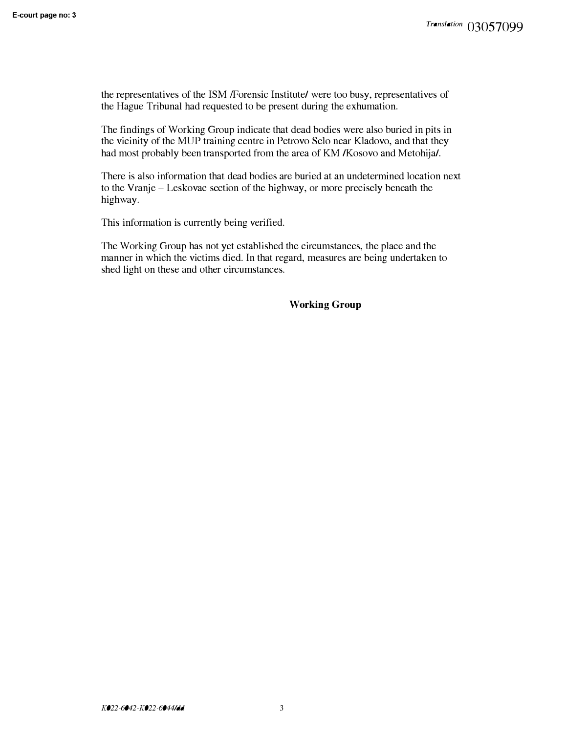the representatives of the ISM /Forensic Institute/ were too busy, representatives of the Hague Tribunal had requested to be present during the exhumation.

The findings of Working Group indicate that dead bodies were also buried in pits in the vicinity of the MUP training centre in Petrovo Selo near Kladovo, and that they had most probably been transported from the area of KM /Kosovo and Metohija/.

There is also information that dead bodies are buried at an undetermined location next to the Vranje – Leskovac section of the highway, or more precisely beneath the highway.

This information is currently being verified.

The Working Group has not yet established the circumstances, the place and the manner in which the victims died. In that regard, measures are being undertaken to shed light on these and other circumstances.

**Working Group**